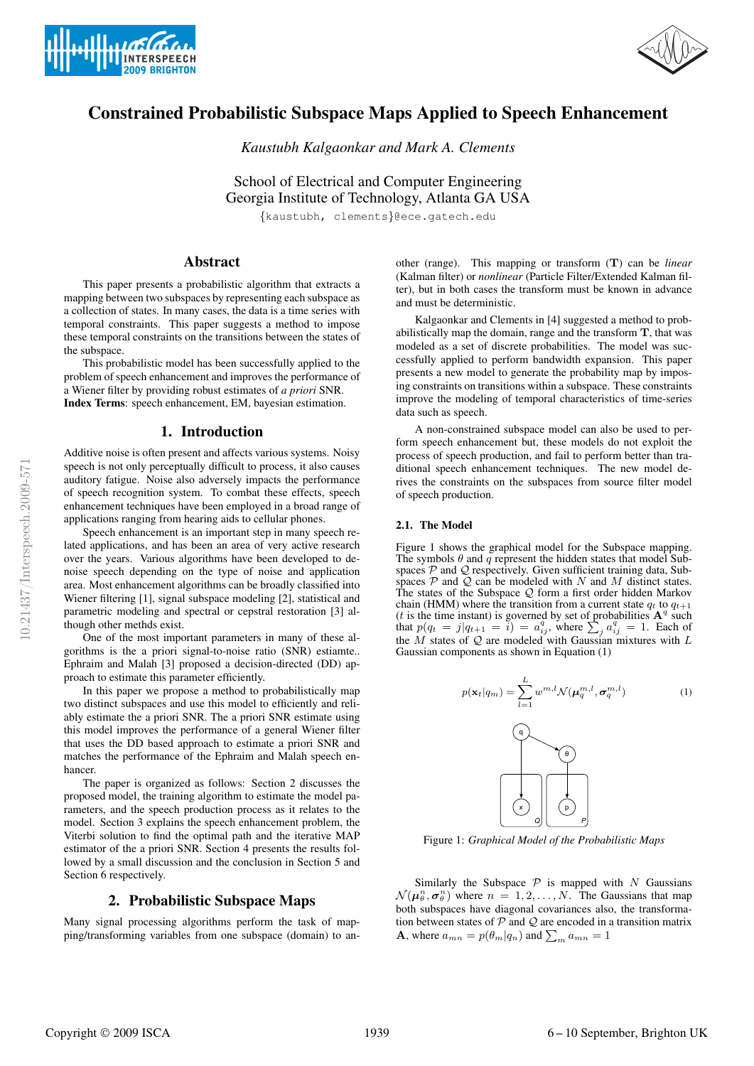# Constrained Probabilistic Subspace Maps Applied to Speech Enhancement

*Kaustubh Kalgaonkar and Mark A. Clements*

School of Electrical and Computer Engineering
Georgia Institute of Technology, Atlanta GA USA

{kaustubh, clements}@ece.gatech.edu

## Abstract

This paper presents a probabilistic algorithm that extracts a mapping between two subspaces by representing each subspace as a collection of states. In many cases, the data is a time series with temporal constraints. This paper suggests a method to impose these temporal constraints on the transitions between the states of the subspace.

This probabilistic model has been successfully applied to the problem of speech enhancement and improves the performance of a Wiener filter by providing robust estimates of *a priori* SNR.

**Index Terms**: speech enhancement, EM, bayesian estimation.

## 1. Introduction

Additive noise is often present and affects various systems. Noisy speech is not only perceptually difficult to process, it also causes auditory fatigue. Noise also adversely impacts the performance of speech recognition system. To combat these effects, speech enhancement techniques have been employed in a broad range of applications ranging from hearing aids to cellular phones.

Speech enhancement is an important step in many speech related applications, and has been an area of very active research over the years. Various algorithms have been developed to denoise speech depending on the type of noise and application area. Most enhancement algorithms can be broadly classified into Wiener filtering [1], signal subspace modeling [2], statistical and parametric modeling and spectral or cepstral restoration [3] although other methds exist.

One of the most important parameters in many of these algorithms is the a priori signal-to-noise ratio (SNR) estiamte.. Ephraim and Malah [3] proposed a decision-directed (DD) approach to estimate this parameter efficiently.

In this paper we propose a method to probabilistically map two distinct subspaces and use this model to efficiently and reliably estimate the a priori SNR. The a priori SNR estimate using this model improves the performance of a general Wiener filter that uses the DD based approach to estimate a priori SNR and matches the performance of the Ephraim and Malah speech enhancer.

The paper is organized as follows: Section 2 discusses the proposed model, the training algorithm to estimate the model parameters, and the speech production process as it relates to the model. Section 3 explains the speech enhancement problem, the Viterbi solution to find the optimal path and the iterative MAP estimator of the a priori SNR. Section 4 presents the results followed by a small discussion and the conclusion in Section 5 and Section 6 respectively.

## 2. Probabilistic Subspace Maps

Many signal processing algorithms perform the task of mapping/transforming variables from one subspace (domain) to another (range). This mapping or transform ($\mathbf{T}$) can be *linear* (Kalman filter) or *nonlinear* (Particle Filter/Extended Kalman filter), but in both cases the transform must be known in advance and must be deterministic.

Kalgaonkar and Clements in [4] suggested a method to probabilistically map the domain, range and the transform $\mathbf{T}$, that was modeled as a set of discrete probabilities. The model was successfully applied to perform bandwidth expansion. This paper presents a new model to generate the probability map by imposing constraints on transitions within a subspace. These constraints improve the modeling of temporal characteristics of time-series data such as speech.

A non-constrained subspace model can also be used to perform speech enhancement but, these models do not exploit the process of speech production, and fail to perform better than traditional speech enhancement techniques. The new model derives the constraints on the subspaces from source filter model of speech production.

### 2.1. The Model

Figure 1 shows the graphical model for the Subspace mapping. The symbols $\theta$ and $q$ represent the hidden states that model Subspaces $\mathcal{P}$ and $\mathcal{Q}$ respectively. Given sufficient training data, Subspaces $\mathcal{P}$ and $\mathcal{Q}$ can be modeled with $N$ and $M$ distinct states. The states of the Subspace $\mathcal{Q}$ form a first order hidden Markov chain (HMM) where the transition from a current state $q_t$ to $q_{t+1}$ ($t$ is the time instant) is governed by set of probabilities $\mathbf{A}^q$ such that $p(q_t = j|q_{t+1} = i) = a^q_{ij}$, where $\sum_j a^q_{ij} = 1$. Each of the $M$ states of $\mathcal{Q}$ are modeled with Gaussian mixtures with $L$ Gaussian components as shown in Equation (1)

$$p(\mathbf{x}_t|q_m) = \sum_{l=1}^{L} w^{m,l}\mathcal{N}(\boldsymbol{\mu}_q^{m,l}, \boldsymbol{\sigma}_q^{m,l}) \qquad (1)$$

Figure 1: *Graphical Model of the Probabilistic Maps*

Similarly the Subspace $\mathcal{P}$ is mapped with $N$ Gaussians $\mathcal{N}(\boldsymbol{\mu}_\theta^n, \boldsymbol{\sigma}_\theta^n)$ where $n = 1, 2, \ldots, N$. The Gaussians that map both subspaces have diagonal covariances also, the transformation between states of $\mathcal{P}$ and $\mathcal{Q}$ are encoded in a transition matrix $\mathbf{A}$, where $a_{mn} = p(\theta_m|q_n)$ and $\sum_m a_{mn} = 1$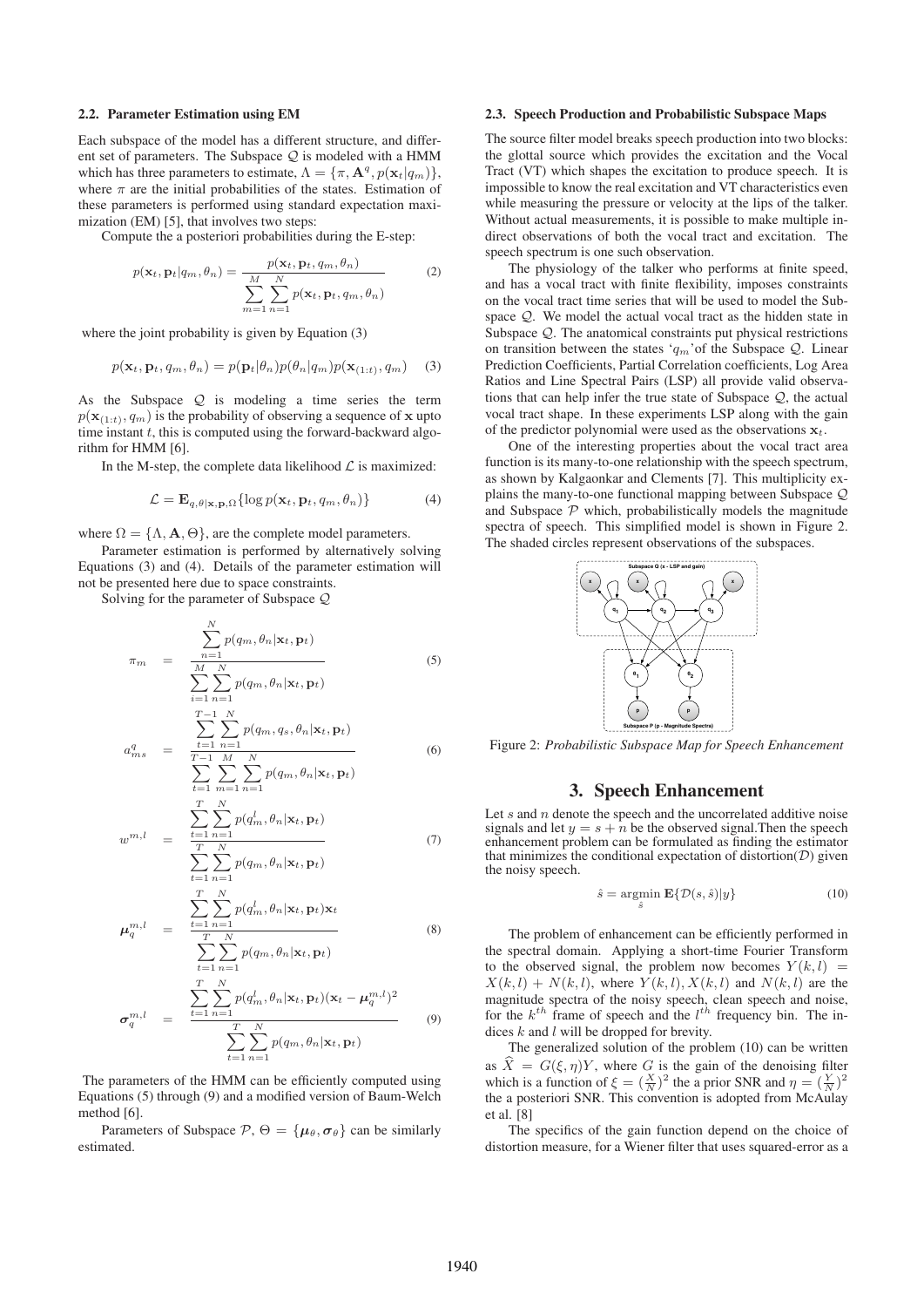### 2.2. Parameter Estimation using EM

Each subspace of the model has a different structure, and different set of parameters. The Subspace $\mathcal{Q}$ is modeled with a HMM which has three parameters to estimate, $\Lambda = \{\pi, \mathbf{A}^q, p(\mathbf{x}_t|q_m)\}$, where $\pi$ are the initial probabilities of the states. Estimation of these parameters is performed using standard expectation maximization (EM) [5], that involves two steps:

Compute the a posteriori probabilities during the E-step:

$$p(\mathbf{x}_t, \mathbf{p}_t|q_m, \theta_n) = \frac{p(\mathbf{x}_t, \mathbf{p}_t, q_m, \theta_n)}{\sum_{m=1}^{M}\sum_{n=1}^{N} p(\mathbf{x}_t, \mathbf{p}_t, q_m, \theta_n)} \tag{2}$$

where the joint probability is given by Equation (3)

$$p(\mathbf{x}_t, \mathbf{p}_t, q_m, \theta_n) = p(\mathbf{p}_t|\theta_n)p(\theta_n|q_m)p(\mathbf{x}_{(1:t)}, q_m) \tag{3}$$

As the Subspace $\mathcal{Q}$ is modeling a time series the term $p(\mathbf{x}_{(1:t)}, q_m)$ is the probability of observing a sequence of $\mathbf{x}$ upto time instant $t$, this is computed using the forward-backward algorithm for HMM [6].

In the M-step, the complete data likelihood $\mathcal{L}$ is maximized:

$$\mathcal{L} = \mathbf{E}_{q,\theta|\mathbf{x},\mathbf{p},\Omega}\{\log p(\mathbf{x}_t, \mathbf{p}_t, q_m, \theta_n)\} \tag{4}$$

where $\Omega = \{\Lambda, \mathbf{A}, \Theta\}$, are the complete model parameters.

Parameter estimation is performed by alternatively solving Equations (3) and (4). Details of the parameter estimation will not be presented here due to space constraints.

Solving for the parameter of Subspace $\mathcal{Q}$

$$\pi_m = \frac{\sum_{n=1}^{N} p(q_m, \theta_n|\mathbf{x}_t, \mathbf{p}_t)}{\sum_{i=1}^{M}\sum_{n=1}^{N} p(q_m, \theta_n|\mathbf{x}_t, \mathbf{p}_t)} \tag{5}$$

$$a^q_{ms} = \frac{\sum_{t=1}^{T-1}\sum_{n=1}^{N} p(q_m, q_s, \theta_n|\mathbf{x}_t, \mathbf{p}_t)}{\sum_{t=1}^{T-1}\sum_{m=1}^{M}\sum_{n=1}^{N} p(q_m, \theta_n|\mathbf{x}_t, \mathbf{p}_t)} \tag{6}$$

$$w^{m,l} = \frac{\sum_{t=1}^{T}\sum_{n=1}^{N} p(q^l_m, \theta_n|\mathbf{x}_t, \mathbf{p}_t)}{\sum_{t=1}^{T}\sum_{n=1}^{N} p(q_m, \theta_n|\mathbf{x}_t, \mathbf{p}_t)} \tag{7}$$

$$\boldsymbol{\mu}^{m,l}_q = \frac{\sum_{t=1}^{T}\sum_{n=1}^{N} p(q^l_m, \theta_n|\mathbf{x}_t, \mathbf{p}_t)\mathbf{x}_t}{\sum_{t=1}^{T}\sum_{n=1}^{N} p(q_m, \theta_n|\mathbf{x}_t, \mathbf{p}_t)} \tag{8}$$

$$\boldsymbol{\sigma}^{m,l}_q = \frac{\sum_{t=1}^{T}\sum_{n=1}^{N} p(q^l_m, \theta_n|\mathbf{x}_t, \mathbf{p}_t)(\mathbf{x}_t - \boldsymbol{\mu}^{m,l}_q)^2}{\sum_{t=1}^{T}\sum_{n=1}^{N} p(q_m, \theta_n|\mathbf{x}_t, \mathbf{p}_t)} \tag{9}$$

The parameters of the HMM can be efficiently computed using Equations (5) through (9) and a modified version of Baum-Welch method [6].

Parameters of Subspace $\mathcal{P}$, $\Theta = \{\boldsymbol{\mu}_\theta, \boldsymbol{\sigma}_\theta\}$ can be similarly estimated.

### 2.3. Speech Production and Probabilistic Subspace Maps

The source filter model breaks speech production into two blocks: the glottal source which provides the excitation and the Vocal Tract (VT) which shapes the excitation to produce speech. It is impossible to know the real excitation and VT characteristics even while measuring the pressure or velocity at the lips of the talker. Without actual measurements, it is possible to make multiple indirect observations of both the vocal tract and excitation. The speech spectrum is one such observation.

The physiology of the talker who performs at finite speed, and has a vocal tract with finite flexibility, imposes constraints on the vocal tract time series that will be used to model the Subspace $\mathcal{Q}$. We model the actual vocal tract as the hidden state in Subspace $\mathcal{Q}$. The anatomical constraints put physical restrictions on transition between the states '$q_m$' of the Subspace $\mathcal{Q}$. Linear Prediction Coefficients, Partial Correlation coefficients, Log Area Ratios and Line Spectral Pairs (LSP) all provide valid observations that can help infer the true state of Subspace $\mathcal{Q}$, the actual vocal tract shape. In these experiments LSP along with the gain of the predictor polynomial were used as the observations $\mathbf{x}_t$.

One of the interesting properties about the vocal tract area function is its many-to-one relationship with the speech spectrum, as shown by Kalgaonkar and Clements [7]. This multiplicity explains the many-to-one functional mapping between Subspace $\mathcal{Q}$ and Subspace $\mathcal{P}$ which, probabilistically models the magnitude spectra of speech. This simplified model is shown in Figure 2. The shaded circles represent observations of the subspaces.

Figure 2: *Probabilistic Subspace Map for Speech Enhancement*

## 3. Speech Enhancement

Let $s$ and $n$ denote the speech and the uncorrelated additive noise signals and let $y = s + n$ be the observed signal.Then the speech enhancement problem can be formulated as finding the estimator that minimizes the conditional expectation of distortion($\mathcal{D}$) given the noisy speech.

$$\hat{s} = \underset{\hat{s}}{\operatorname{argmin}}\, \mathbf{E}\{\mathcal{D}(s, \hat{s})|y\} \tag{10}$$

The problem of enhancement can be efficiently performed in the spectral domain. Applying a short-time Fourier Transform to the observed signal, the problem now becomes $Y(k,l) = X(k,l) + N(k,l)$, where $Y(k,l), X(k,l)$ and $N(k,l)$ are the magnitude spectra of the noisy speech, clean speech and noise, for the $k^{th}$ frame of speech and the $l^{th}$ frequency bin. The indices $k$ and $l$ will be dropped for brevity.

The generalized solution of the problem (10) can be written as $\widehat{X} = G(\xi, \eta)Y$, where $G$ is the gain of the denoising filter which is a function of $\xi = (\frac{X}{N})^2$ the a prior SNR and $\eta = (\frac{Y}{N})^2$ the a posteriori SNR. This convention is adopted from McAulay et al. [8]

The specifics of the gain function depend on the choice of distortion measure, for a Wiener filter that uses squared-error as a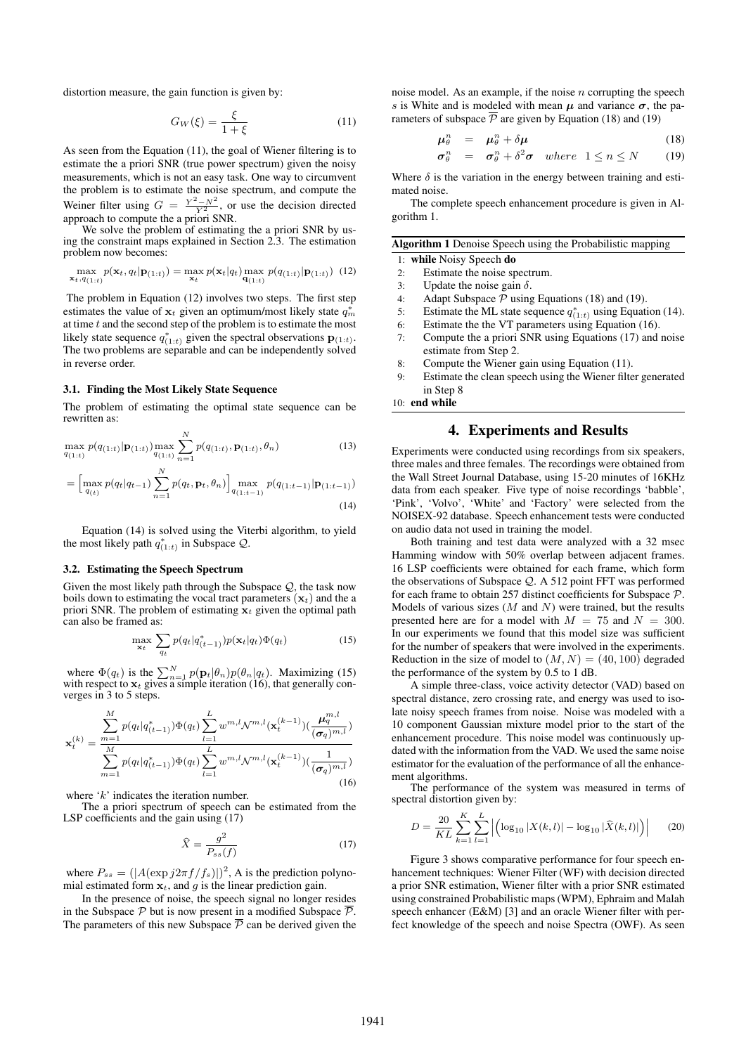distortion measure, the gain function is given by:

$$G_W(\xi) = \frac{\xi}{1+\xi} \tag{11}$$

As seen from the Equation (11), the goal of Wiener filtering is to estimate the a priori SNR (true power spectrum) given the noisy measurements, which is not an easy task. One way to circumvent the problem is to estimate the noise spectrum, and compute the Weiner filter using $G = \frac{Y^2 - N^2}{Y^2}$, or use the decision directed approach to compute the a priori SNR.

We solve the problem of estimating the a priori SNR by using the constraint maps explained in Section 2.3. The estimation problem now becomes:

$$\max_{\mathbf{x}_t, q_{(1:t)}} p(\mathbf{x}_t, q_t | \mathbf{p}_{(1:t)}) = \max_{\mathbf{x}_t} p(\mathbf{x}_t | q_t) \max_{\mathbf{q}_{(1:t)}} p(q_{(1:t)} | \mathbf{p}_{(1:t)}) \tag{12}$$

The problem in Equation (12) involves two steps. The first step estimates the value of $\mathbf{x}_t$ given an optimum/most likely state $q_m^*$ at time $t$ and the second step of the problem is to estimate the most likely state sequence $q_{(1:t)}^*$ given the spectral observations $\mathbf{p}_{(1:t)}$. The two problems are separable and can be independently solved in reverse order.

### 3.1. Finding the Most Likely State Sequence

The problem of estimating the optimal state sequence can be rewritten as:

$$\max_{q_{(1:t)}} p(q_{(1:t)} | \mathbf{p}_{(1:t)}) \max_{q_{(1:t)}} \sum_{n=1}^{N} p(q_{(1:t)}, \mathbf{p}_{(1:t)}, \theta_n) \tag{13}$$

$$= \Big[\max_{q_{(t)}} p(q_t | q_{t-1}) \sum_{n=1}^{N} p(q_t, \mathbf{p}_t, \theta_n)\Big] \max_{q_{(1:t-1)}} p(q_{(1:t-1)} | \mathbf{p}_{(1:t-1)}) \tag{14}$$

Equation (14) is solved using the Viterbi algorithm, to yield the most likely path $q_{(1:t)}^*$ in Subspace $\mathcal{Q}$.

### 3.2. Estimating the Speech Spectrum

Given the most likely path through the Subspace $\mathcal{Q}$, the task now boils down to estimating the vocal tract parameters ($\mathbf{x}_t$) and the a priori SNR. The problem of estimating $\mathbf{x}_t$ given the optimal path can also be framed as:

$$\max_{\mathbf{x}_t} \sum_{q_t} p(q_t | q_{(t-1)}^*) p(\mathbf{x}_t | q_t) \Phi(q_t) \tag{15}$$

where $\Phi(q_t)$ is the $\sum_{n=1}^{N} p(\mathbf{p}_t | \theta_n) p(\theta_n | q_t)$. Maximizing (15) with respect to $\mathbf{x}_t$ gives a simple iteration (16), that generally converges in 3 to 5 steps.

$$\mathbf{x}_t^{(k)} = \frac{\displaystyle\sum_{m=1}^{M} p(q_t | q_{(t-1)}^*) \Phi(q_t) \sum_{l=1}^{L} w^{m,l} \mathcal{N}^{m,l}(\mathbf{x}_t^{(k-1)}) (\frac{\boldsymbol{\mu}_q^{m,l}}{(\boldsymbol{\sigma}_q)^{m,l}})}{\displaystyle\sum_{m=1}^{M} p(q_t | q_{(t-1)}^*) \Phi(q_t) \sum_{l=1}^{L} w^{m,l} \mathcal{N}^{m,l}(\mathbf{x}_t^{(k-1)}) (\frac{1}{(\boldsymbol{\sigma}_q)^{m,l}})} \tag{16}$$

where '$k$' indicates the iteration number.

The a priori spectrum of speech can be estimated from the LSP coefficients and the gain using (17)

$$\widehat{X} = \frac{g^2}{P_{ss}(f)} \tag{17}$$

where $P_{ss} = (|A(\exp j2\pi f/f_s)|)^2$, A is the prediction polynomial estimated form $\mathbf{x}_t$, and $g$ is the linear prediction gain.

In the presence of noise, the speech signal no longer resides in the Subspace $\mathcal{P}$ but is now present in a modified Subspace $\overline{\mathcal{P}}$. The parameters of this new Subspace $\overline{\mathcal{P}}$ can be derived given the noise model. As an example, if the noise $n$ corrupting the speech $s$ is White and is modeled with mean $\boldsymbol{\mu}$ and variance $\boldsymbol{\sigma}$, the parameters of subspace $\overline{\mathcal{P}}$ are given by Equation (18) and (19)

$$\boldsymbol{\mu}_{\theta}^{n} = \boldsymbol{\mu}_{\theta}^{n} + \delta\boldsymbol{\mu} \tag{18}$$

$$\boldsymbol{\sigma}_{\theta}^{n} = \boldsymbol{\sigma}_{\theta}^{n} + \delta^2\boldsymbol{\sigma} \quad where \quad 1 \leq n \leq N \tag{19}$$

Where $\delta$ is the variation in the energy between training and estimated noise.

The complete speech enhancement procedure is given in Algorithm 1.

**Algorithm 1** Denoise Speech using the Probabilistic mapping

```
1:  while Noisy Speech do
2:     Estimate the noise spectrum.
3:     Update the noise gain δ.
4:     Adapt Subspace P using Equations (18) and (19).
5:     Estimate the ML state sequence q*_(1:t) using Equation (14).
6:     Estimate the the VT parameters using Equation (16).
7:     Compute the a priori SNR using Equations (17) and noise
       estimate from Step 2.
8:     Compute the Wiener gain using Equation (11).
9:     Estimate the clean speech using the Wiener filter generated
       in Step 8
10: end while
```

## 4. Experiments and Results

Experiments were conducted using recordings from six speakers, three males and three females. The recordings were obtained from the Wall Street Journal Database, using 15-20 minutes of 16KHz data from each speaker. Five type of noise recordings 'babble', 'Pink', 'Volvo', 'White' and 'Factory' were selected from the NOISEX-92 database. Speech enhancement tests were conducted on audio data not used in training the model.

Both training and test data were analyzed with a 32 msec Hamming window with 50% overlap between adjacent frames. 16 LSP coefficients were obtained for each frame, which form the observations of Subspace $\mathcal{Q}$. A 512 point FFT was performed for each frame to obtain 257 distinct coefficients for Subspace $\mathcal{P}$. Models of various sizes ($M$ and $N$) were trained, but the results presented here are for a model with $M = 75$ and $N = 300$. In our experiments we found that this model size was sufficient for the number of speakers that were involved in the experiments. Reduction in the size of model to $(M, N) = (40, 100)$ degraded the performance of the system by 0.5 to 1 dB.

A simple three-class, voice activity detector (VAD) based on spectral distance, zero crossing rate, and energy was used to isolate noisy speech frames from noise. Noise was modeled with a 10 component Gaussian mixture model prior to the start of the enhancement procedure. This noise model was continuously updated with the information from the VAD. We used the same noise estimator for the evaluation of the performance of all the enhancement algorithms.

The performance of the system was measured in terms of spectral distortion given by:

$$D = \frac{20}{KL} \sum_{k=1}^{K} \sum_{l=1}^{L} \Big| \Big( \log_{10} |X(k,l)| - \log_{10} |\widehat{X}(k,l)| \Big) \Big| \tag{20}$$

Figure 3 shows comparative performance for four speech enhancement techniques: Wiener Filter (WF) with decision directed a prior SNR estimation, Wiener filter with a prior SNR estimated using constrained Probabilistic maps (WPM), Ephraim and Malah speech enhancer (E&M) [3] and an oracle Wiener filter with perfect knowledge of the speech and noise Spectra (OWF). As seen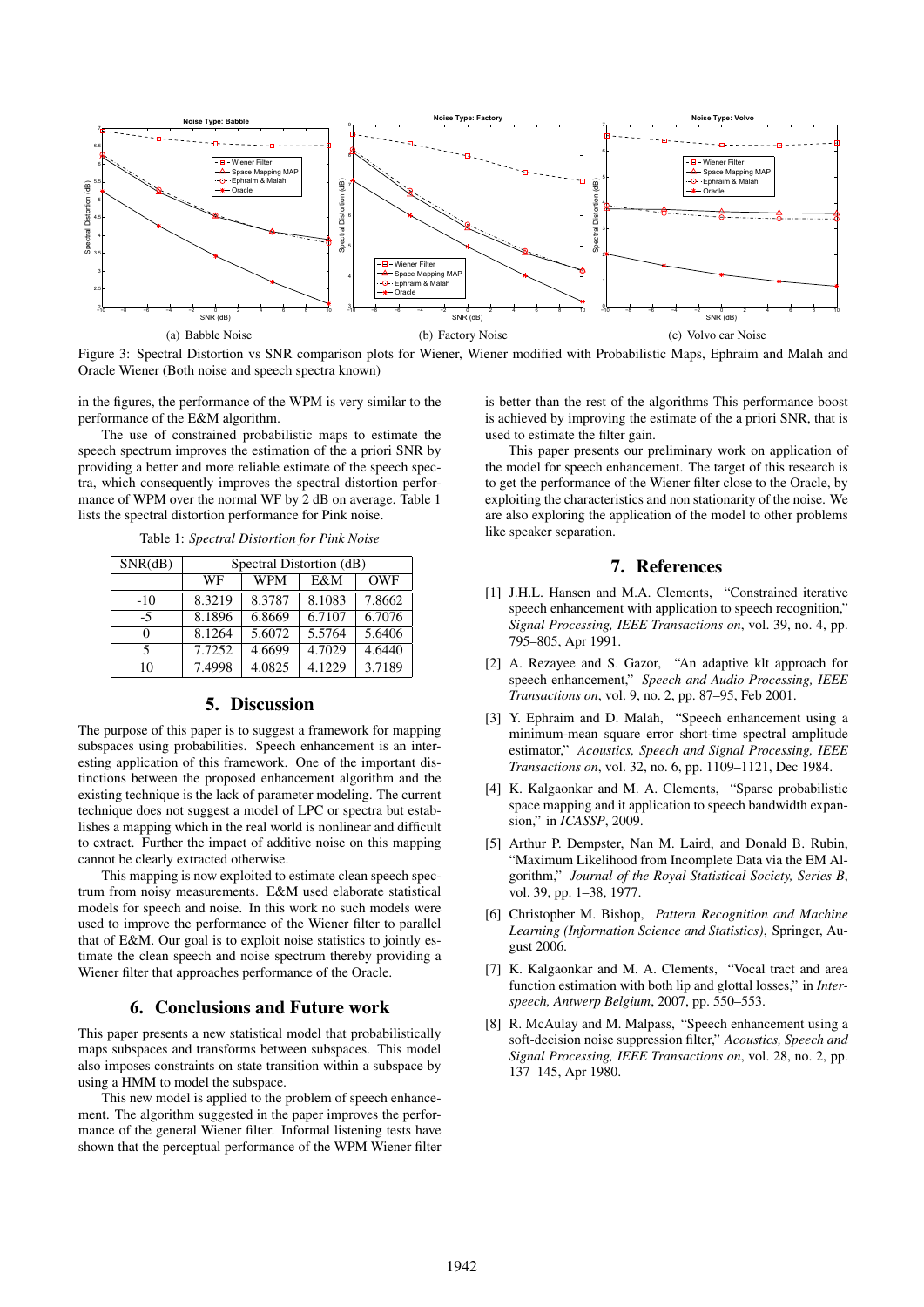Noise Type: Babble

Spectral Distortion (dB)

SNR (dB)

Wiener Filter
Space Mapping MAP
Ephraim & Malah
Oracle

(a) Babble Noise

Noise Type: Factory

Spectral Distortion (dB)

SNR (dB)

Wiener Filter
Space Mapping MAP
Ephraim & Malah
Oracle

(b) Factory Noise

Noise Type: Volvo

Spectral Distortion (dB)

SNR (dB)

Wiener Filter
Space Mapping MAP
Ephraim & Malah
Oracle

(c) Volvo car Noise

Figure 3: Spectral Distortion vs SNR comparison plots for Wiener, Wiener modified with Probabilistic Maps, Ephraim and Malah and Oracle Wiener (Both noise and speech spectra known)

in the figures, the performance of the WPM is very similar to the performance of the E&M algorithm.

The use of constrained probabilistic maps to estimate the speech spectrum improves the estimation of the a priori SNR by providing a better and more reliable estimate of the speech spectra, which consequently improves the spectral distortion performance of WPM over the normal WF by 2 dB on average. Table 1 lists the spectral distortion performance for Pink noise.

Table 1: *Spectral Distortion for Pink Noise*

| SNR(dB) | Spectral Distortion (dB) | | | |
|---|---|---|---|---|
| | WF | WPM | E&M | OWF |
| -10 | 8.3219 | 8.3787 | 8.1083 | 7.8662 |
| -5 | 8.1896 | 6.8669 | 6.7107 | 6.7076 |
| 0 | 8.1264 | 5.6072 | 5.5764 | 5.6406 |
| 5 | 7.7252 | 4.6699 | 4.7029 | 4.6440 |
| 10 | 7.4998 | 4.0825 | 4.1229 | 3.7189 |

## 5. Discussion

The purpose of this paper is to suggest a framework for mapping subspaces using probabilities. Speech enhancement is an interesting application of this framework. One of the important distinctions between the proposed enhancement algorithm and the existing technique is the lack of parameter modeling. The current technique does not suggest a model of LPC or spectra but establishes a mapping which in the real world is nonlinear and difficult to extract. Further the impact of additive noise on this mapping cannot be clearly extracted otherwise.

This mapping is now exploited to estimate clean speech spectrum from noisy measurements. E&M used elaborate statistical models for speech and noise. In this work no such models were used to improve the performance of the Wiener filter to parallel that of E&M. Our goal is to exploit noise statistics to jointly estimate the clean speech and noise spectrum thereby providing a Wiener filter that approaches performance of the Oracle.

## 6. Conclusions and Future work

This paper presents a new statistical model that probabilistically maps subspaces and transforms between subspaces. This model also imposes constraints on state transition within a subspace by using a HMM to model the subspace.

This new model is applied to the problem of speech enhancement. The algorithm suggested in the paper improves the performance of the general Wiener filter. Informal listening tests have shown that the perceptual performance of the WPM Wiener filter is better than the rest of the algorithms This performance boost is achieved by improving the estimate of the a priori SNR, that is used to estimate the filter gain.

This paper presents our preliminary work on application of the model for speech enhancement. The target of this research is to get the performance of the Wiener filter close to the Oracle, by exploiting the characteristics and non stationarity of the noise. We are also exploring the application of the model to other problems like speaker separation.

## 7. References

[1] J.H.L. Hansen and M.A. Clements, "Constrained iterative speech enhancement with application to speech recognition," *Signal Processing, IEEE Transactions on*, vol. 39, no. 4, pp. 795–805, Apr 1991.

[2] A. Rezayee and S. Gazor, "An adaptive klt approach for speech enhancement," *Speech and Audio Processing, IEEE Transactions on*, vol. 9, no. 2, pp. 87–95, Feb 2001.

[3] Y. Ephraim and D. Malah, "Speech enhancement using a minimum-mean square error short-time spectral amplitude estimator," *Acoustics, Speech and Signal Processing, IEEE Transactions on*, vol. 32, no. 6, pp. 1109–1121, Dec 1984.

[4] K. Kalgaonkar and M. A. Clements, "Sparse probabilistic space mapping and it application to speech bandwidth expansion," in *ICASSP*, 2009.

[5] Arthur P. Dempster, Nan M. Laird, and Donald B. Rubin, "Maximum Likelihood from Incomplete Data via the EM Algorithm," *Journal of the Royal Statistical Society, Series B*, vol. 39, pp. 1–38, 1977.

[6] Christopher M. Bishop, *Pattern Recognition and Machine Learning (Information Science and Statistics)*, Springer, August 2006.

[7] K. Kalgaonkar and M. A. Clements, "Vocal tract and area function estimation with both lip and glottal losses," in *Interspeech, Antwerp Belgium*, 2007, pp. 550–553.

[8] R. McAulay and M. Malpass, "Speech enhancement using a soft-decision noise suppression filter," *Acoustics, Speech and Signal Processing, IEEE Transactions on*, vol. 28, no. 2, pp. 137–145, Apr 1980.